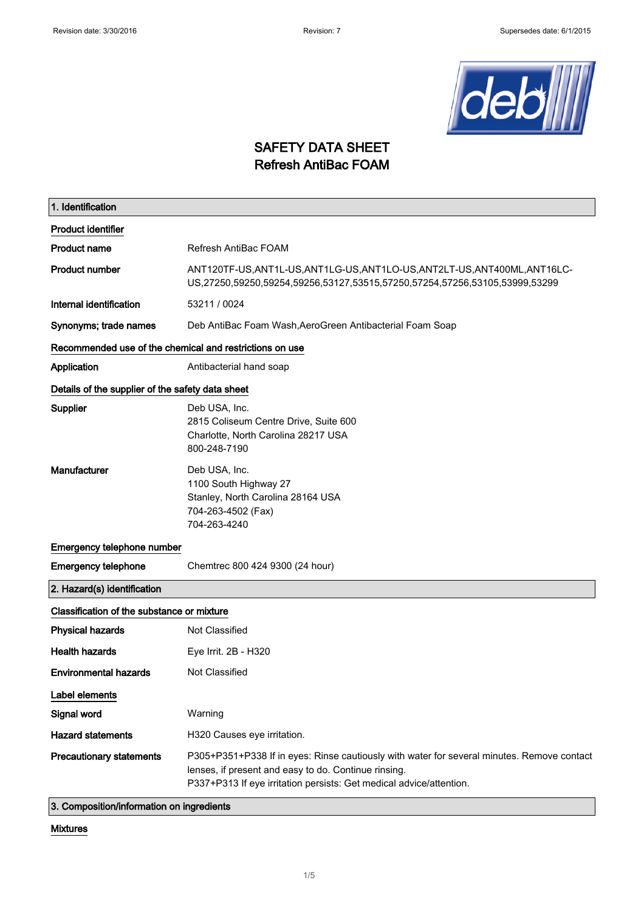# SAFETY DATA SHEET
# Refresh AntiBac FOAM

## 1. Identification

### Product identifier

| | |
|---|---|
| **Product name** | Refresh AntiBac FOAM |
| **Product number** | ANT120TF-US,ANT1L-US,ANT1LG-US,ANT1LO-US,ANT2LT-US,ANT400ML,ANT16LC-US,27250,59250,59254,59256,53127,53515,57250,57254,57256,53105,53999,53299 |
| **Internal identification** | 53211 / 0024 |
| **Synonyms; trade names** | Deb AntiBac Foam Wash,AeroGreen Antibacterial Foam Soap |

### Recommended use of the chemical and restrictions on use

| | |
|---|---|
| **Application** | Antibacterial hand soap |

### Details of the supplier of the safety data sheet

| | |
|---|---|
| **Supplier** | Deb USA, Inc.<br>2815 Coliseum Centre Drive, Suite 600<br>Charlotte, North Carolina 28217 USA<br>800-248-7190 |
| **Manufacturer** | Deb USA, Inc.<br>1100 South Highway 27<br>Stanley, North Carolina 28164 USA<br>704-263-4502 (Fax)<br>704-263-4240 |

### Emergency telephone number

| | |
|---|---|
| **Emergency telephone** | Chemtrec 800 424 9300 (24 hour) |

## 2. Hazard(s) identification

### Classification of the substance or mixture

| | |
|---|---|
| **Physical hazards** | Not Classified |
| **Health hazards** | Eye Irrit. 2B - H320 |
| **Environmental hazards** | Not Classified |

### Label elements

| | |
|---|---|
| **Signal word** | Warning |
| **Hazard statements** | H320 Causes eye irritation. |
| **Precautionary statements** | P305+P351+P338 If in eyes: Rinse cautiously with water for several minutes. Remove contact lenses, if present and easy to do. Continue rinsing.<br>P337+P313 If eye irritation persists: Get medical advice/attention. |

## 3. Composition/information on ingredients

### Mixtures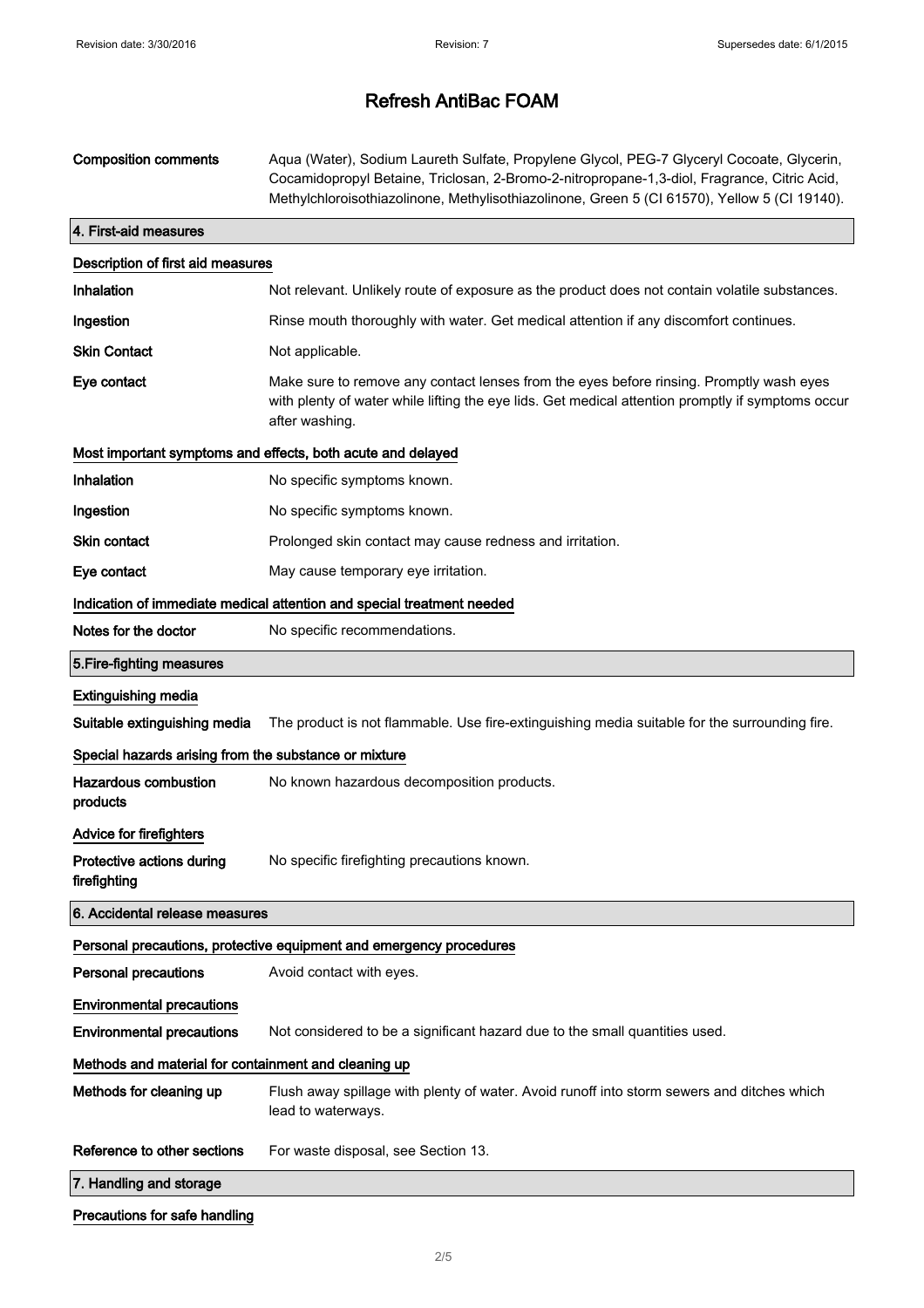# Refresh AntiBac FOAM

| | |
|---|---|
| **Composition comments** | Aqua (Water), Sodium Laureth Sulfate, Propylene Glycol, PEG-7 Glyceryl Cocoate, Glycerin, Cocamidopropyl Betaine, Triclosan, 2-Bromo-2-nitropropane-1,3-diol, Fragrance, Citric Acid, Methylchloroisothiazolinone, Methylisothiazolinone, Green 5 (CI 61570), Yellow 5 (CI 19140). |

## 4. First-aid measures

### Description of first aid measures

| | |
|---|---|
| **Inhalation** | Not relevant. Unlikely route of exposure as the product does not contain volatile substances. |
| **Ingestion** | Rinse mouth thoroughly with water. Get medical attention if any discomfort continues. |
| **Skin Contact** | Not applicable. |
| **Eye contact** | Make sure to remove any contact lenses from the eyes before rinsing. Promptly wash eyes with plenty of water while lifting the eye lids. Get medical attention promptly if symptoms occur after washing. |

### Most important symptoms and effects, both acute and delayed

| | |
|---|---|
| **Inhalation** | No specific symptoms known. |
| **Ingestion** | No specific symptoms known. |
| **Skin contact** | Prolonged skin contact may cause redness and irritation. |
| **Eye contact** | May cause temporary eye irritation. |

### Indication of immediate medical attention and special treatment needed

| | |
|---|---|
| **Notes for the doctor** | No specific recommendations. |

## 5.Fire-fighting measures

### Extinguishing media

| | |
|---|---|
| **Suitable extinguishing media** | The product is not flammable. Use fire-extinguishing media suitable for the surrounding fire. |

### Special hazards arising from the substance or mixture

| | |
|---|---|
| **Hazardous combustion products** | No known hazardous decomposition products. |

### Advice for firefighters

| | |
|---|---|
| **Protective actions during firefighting** | No specific firefighting precautions known. |

## 6. Accidental release measures

### Personal precautions, protective equipment and emergency procedures

| | |
|---|---|
| **Personal precautions** | Avoid contact with eyes. |

### Environmental precautions

| | |
|---|---|
| **Environmental precautions** | Not considered to be a significant hazard due to the small quantities used. |

### Methods and material for containment and cleaning up

| | |
|---|---|
| **Methods for cleaning up** | Flush away spillage with plenty of water. Avoid runoff into storm sewers and ditches which lead to waterways. |
| **Reference to other sections** | For waste disposal, see Section 13. |

## 7. Handling and storage

### Precautions for safe handling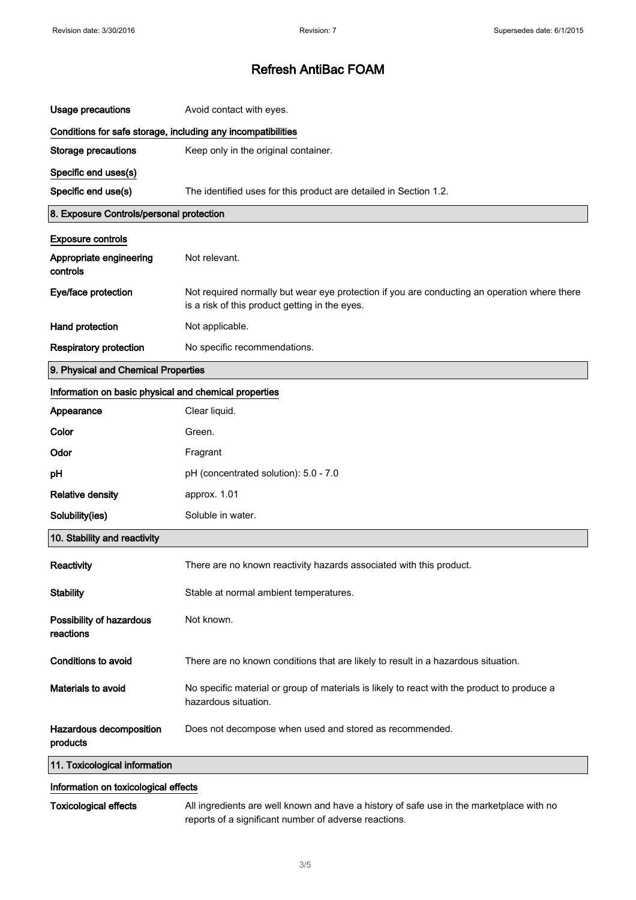# Refresh AntiBac FOAM

| | |
|---|---|
| **Usage precautions** | Avoid contact with eyes. |

### Conditions for safe storage, including any incompatibilities

| | |
|---|---|
| **Storage precautions** | Keep only in the original container. |

### Specific end uses(s)

| | |
|---|---|
| **Specific end use(s)** | The identified uses for this product are detailed in Section 1.2. |

## 8. Exposure Controls/personal protection

### Exposure controls

| | |
|---|---|
| **Appropriate engineering controls** | Not relevant. |
| **Eye/face protection** | Not required normally but wear eye protection if you are conducting an operation where there is a risk of this product getting in the eyes. |
| **Hand protection** | Not applicable. |
| **Respiratory protection** | No specific recommendations. |

## 9. Physical and Chemical Properties

### Information on basic physical and chemical properties

| | |
|---|---|
| **Appearance** | Clear liquid. |
| **Color** | Green. |
| **Odor** | Fragrant |
| **pH** | pH (concentrated solution): 5.0 - 7.0 |
| **Relative density** | approx. 1.01 |
| **Solubility(ies)** | Soluble in water. |

## 10. Stability and reactivity

| | |
|---|---|
| **Reactivity** | There are no known reactivity hazards associated with this product. |
| **Stability** | Stable at normal ambient temperatures. |
| **Possibility of hazardous reactions** | Not known. |
| **Conditions to avoid** | There are no known conditions that are likely to result in a hazardous situation. |
| **Materials to avoid** | No specific material or group of materials is likely to react with the product to produce a hazardous situation. |
| **Hazardous decomposition products** | Does not decompose when used and stored as recommended. |

## 11. Toxicological information

### Information on toxicological effects

| | |
|---|---|
| **Toxicological effects** | All ingredients are well known and have a history of safe use in the marketplace with no reports of a significant number of adverse reactions. |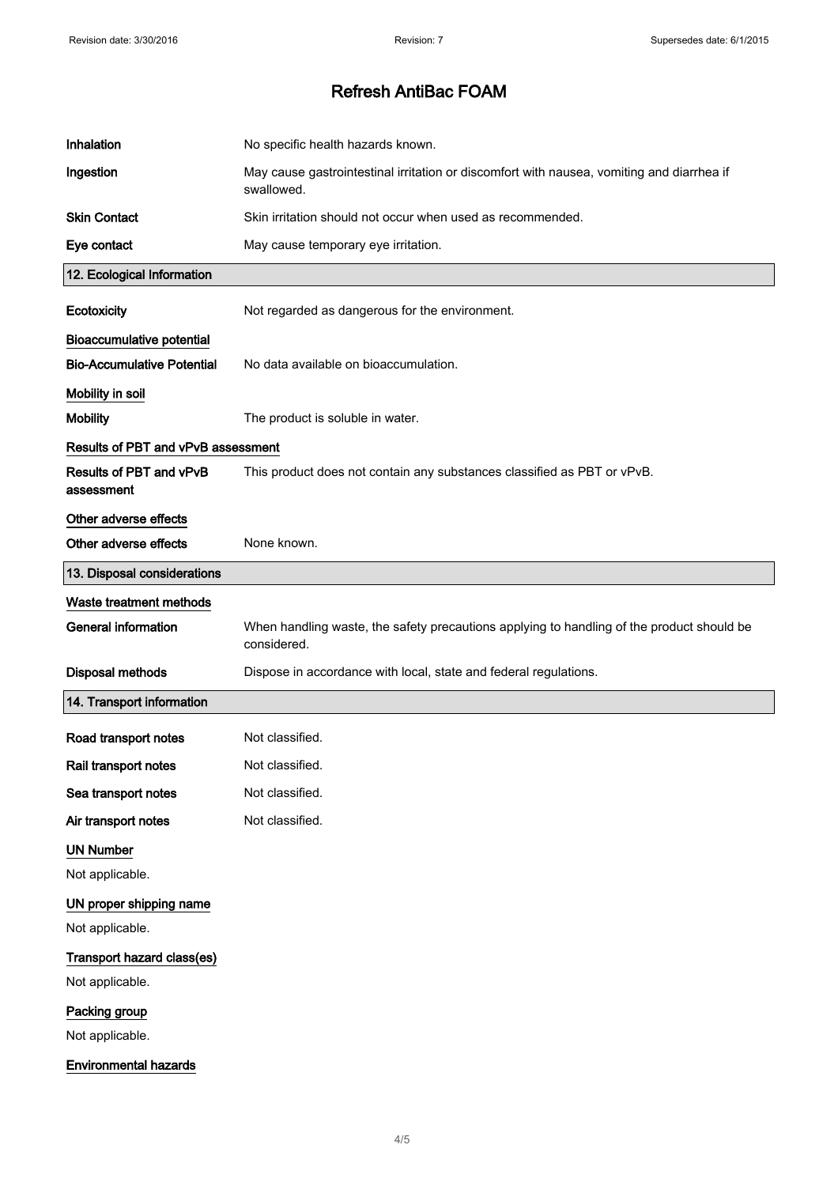# Refresh AntiBac FOAM

| | |
|---|---|
| **Inhalation** | No specific health hazards known. |
| **Ingestion** | May cause gastrointestinal irritation or discomfort with nausea, vomiting and diarrhea if swallowed. |
| **Skin Contact** | Skin irritation should not occur when used as recommended. |
| **Eye contact** | May cause temporary eye irritation. |

## 12. Ecological Information

**Ecotoxicity** Not regarded as dangerous for the environment.

### Bioaccumulative potential

**Bio-Accumulative Potential** No data available on bioaccumulation.

### Mobility in soil

**Mobility** The product is soluble in water.

### Results of PBT and vPvB assessment

**Results of PBT and vPvB assessment** This product does not contain any substances classified as PBT or vPvB.

### Other adverse effects

**Other adverse effects** None known.

## 13. Disposal considerations

### Waste treatment methods

**General information** When handling waste, the safety precautions applying to handling of the product should be considered.

**Disposal methods** Dispose in accordance with local, state and federal regulations.

## 14. Transport information

| | |
|---|---|
| **Road transport notes** | Not classified. |
| **Rail transport notes** | Not classified. |
| **Sea transport notes** | Not classified. |
| **Air transport notes** | Not classified. |

### UN Number

Not applicable.

### UN proper shipping name

Not applicable.

### Transport hazard class(es)

Not applicable.

### Packing group

Not applicable.

### Environmental hazards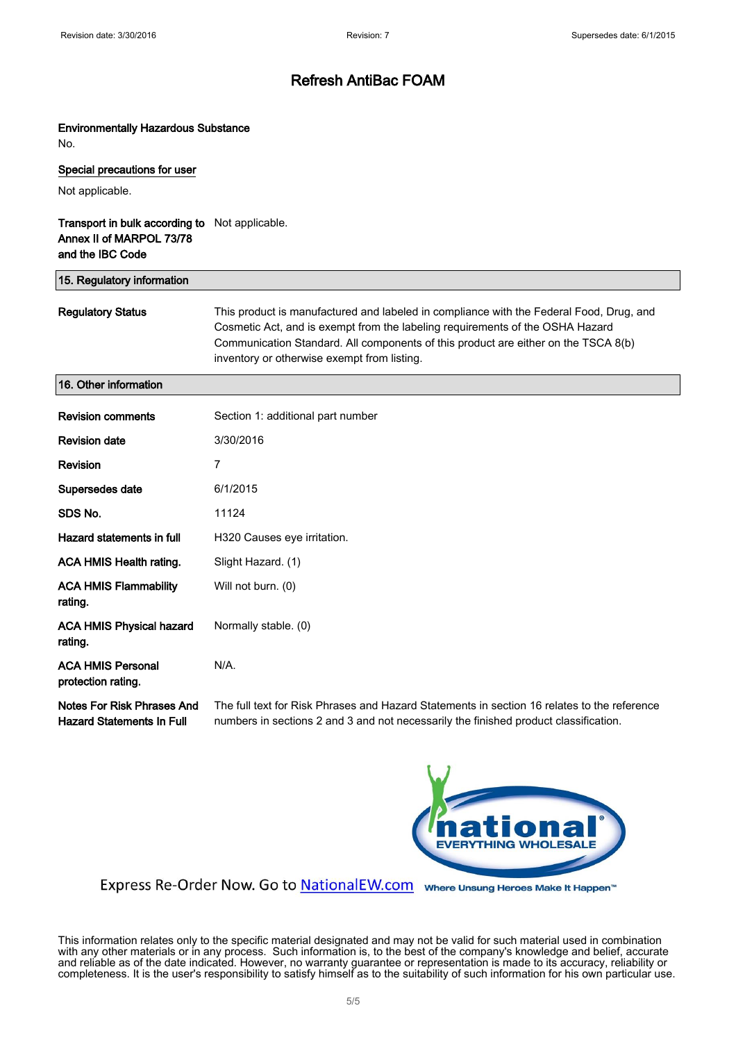**Environmentally Hazardous Substance**

No.

**Special precautions for user**

Not applicable.

| | |
|---|---|
| **Transport in bulk according to Annex II of MARPOL 73/78 and the IBC Code** | Not applicable. |

## 15. Regulatory information

| | |
|---|---|
| **Regulatory Status** | This product is manufactured and labeled in compliance with the Federal Food, Drug, and Cosmetic Act, and is exempt from the labeling requirements of the OSHA Hazard Communication Standard. All components of this product are either on the TSCA 8(b) inventory or otherwise exempt from listing. |

## 16. Other information

| | |
|---|---|
| **Revision comments** | Section 1: additional part number |
| **Revision date** | 3/30/2016 |
| **Revision** | 7 |
| **Supersedes date** | 6/1/2015 |
| **SDS No.** | 11124 |
| **Hazard statements in full** | H320 Causes eye irritation. |
| **ACA HMIS Health rating.** | Slight Hazard. (1) |
| **ACA HMIS Flammability rating.** | Will not burn. (0) |
| **ACA HMIS Physical hazard rating.** | Normally stable. (0) |
| **ACA HMIS Personal protection rating.** | N/A. |
| **Notes For Risk Phrases And Hazard Statements In Full** | The full text for Risk Phrases and Hazard Statements in section 16 relates to the reference numbers in sections 2 and 3 and not necessarily the finished product classification. |

national® EVERYTHING WHOLESALE

Express Re-Order Now. Go to NationalEW.com Where Unsung Heroes Make It Happen™

This information relates only to the specific material designated and may not be valid for such material used in combination with any other materials or in any process. Such information is, to the best of the company's knowledge and belief, accurate and reliable as of the date indicated. However, no warranty guarantee or representation is made to its accuracy, reliability or completeness. It is the user's responsibility to satisfy himself as to the suitability of such information for his own particular use.